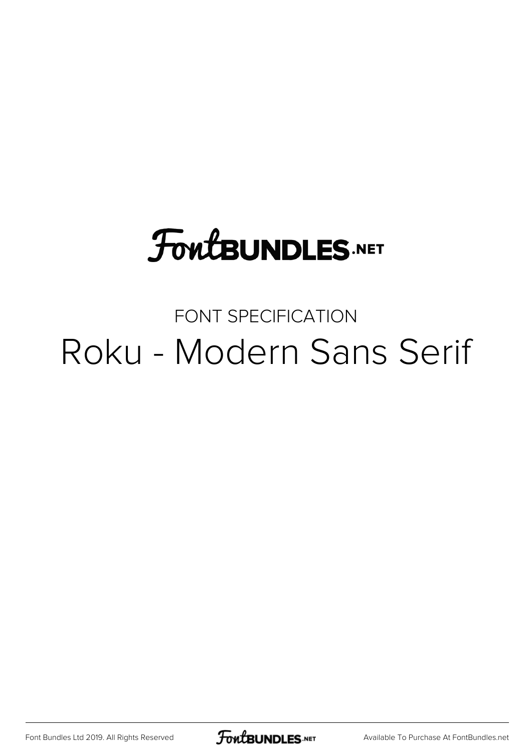FontBUNDLES.NET

FONT SPECIFICATION

# Roku - Modern Sans Serif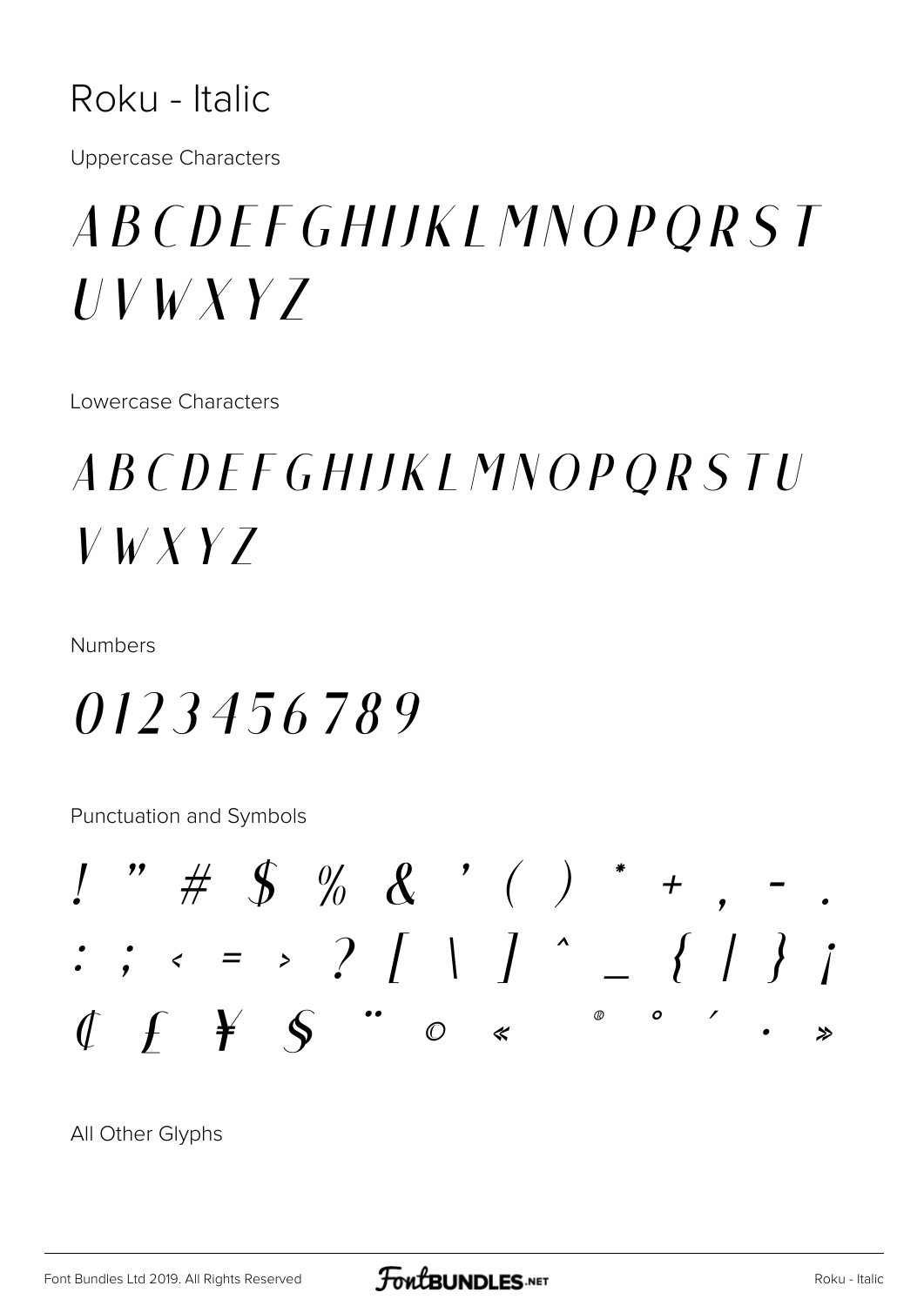# Roku - Italic

Uppercase Characters

A B C D E F G H I J K L M N O P Q R S T U V W X Y Z

Lowercase Characters

A B C D E F G H I J K L M N O P Q R S T U V W X Y Z

Numbers

0 1 2 3 4 5 6 7 8 9

Punctuation and Symbols

! " # $ % & ' ( ) * + , - . : ; < = > ? [ \ ] ^ _ { | } ¡ ¢ £ ¥ § ¨ © « ® ° ´ · »

All Other Glyphs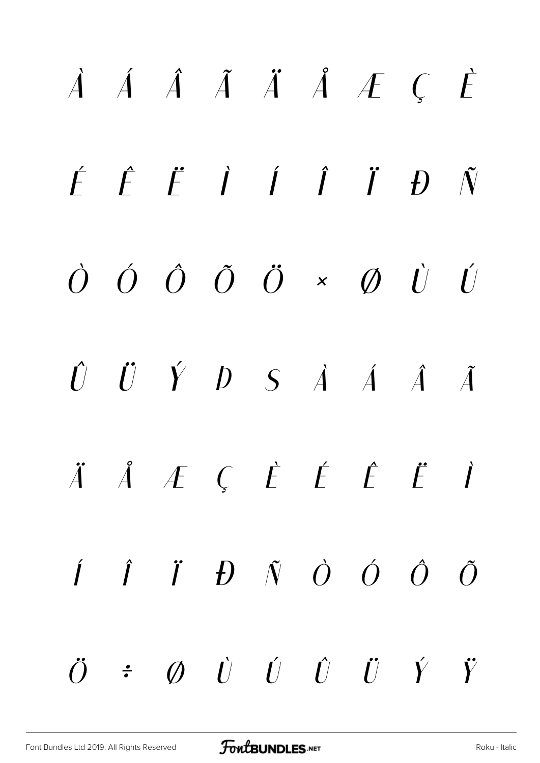À Á Â Ã Ä Å Æ Ç È

É Ê Ë Ì Í Î Ï Ð Ñ

Ò Ó Ô Õ Ö × Ø Ù Ú

Û Ü Ý Þ ß à á â ã

ä å æ ç è é ê ë ì

í î ï ð ñ ò ó ô õ

ö ÷ ø ù ú û ü ý ÿ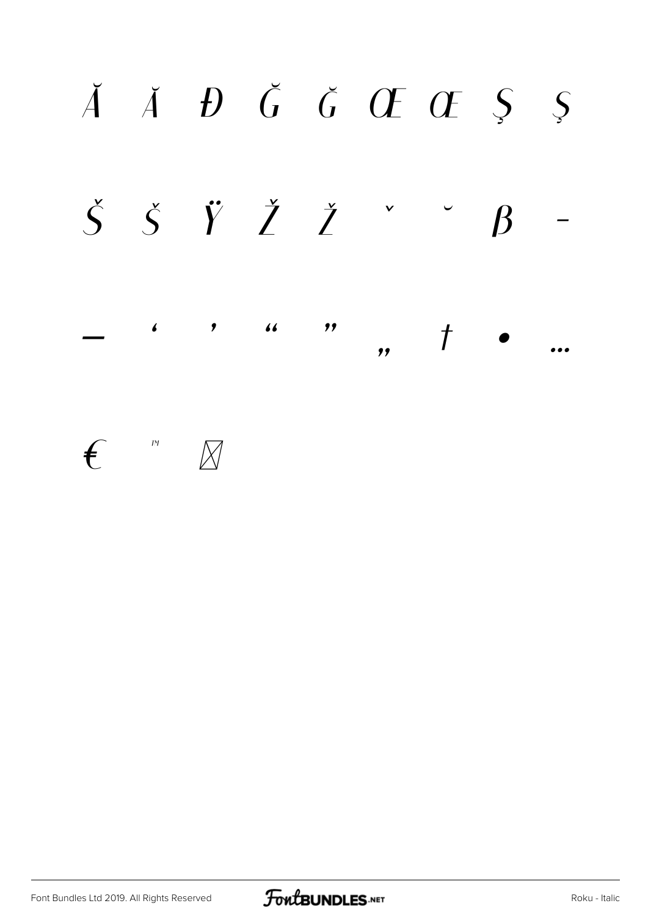Ă ă Đ Ğ ğ Œ œ Ş ş

Š š Ÿ Ž ž ˇ ˘ β –

— ‘ ’ “ ” „ † • …

€ ™ ⊠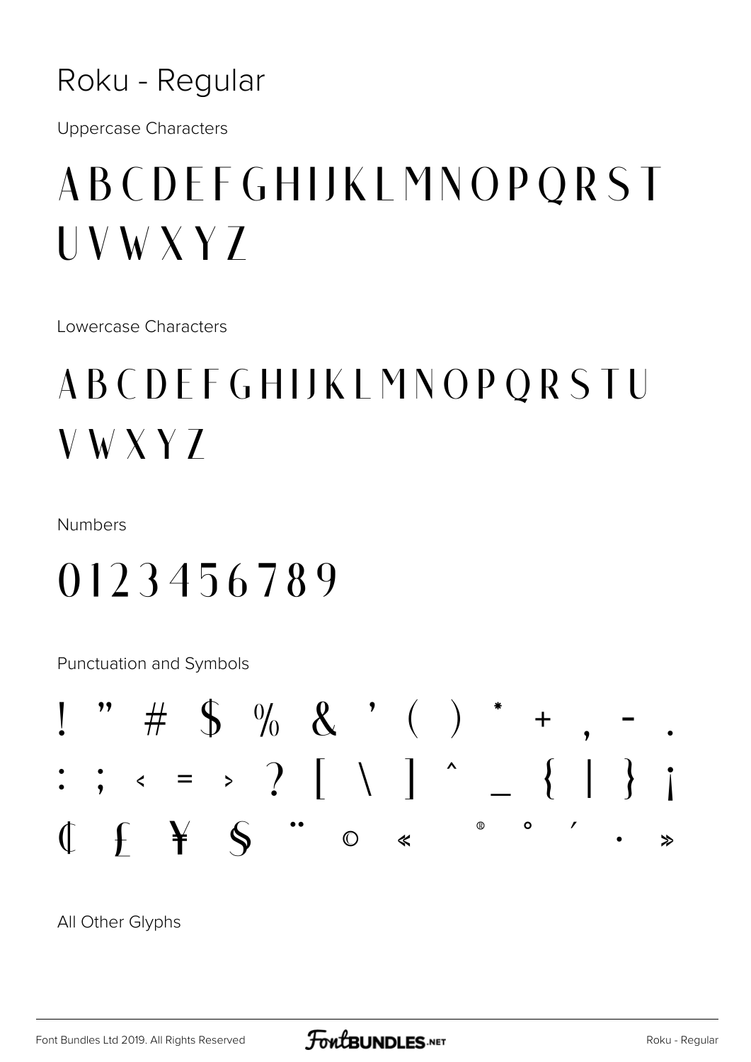# Roku - Regular

Uppercase Characters

## A B C D E F G H I J K L M N O P Q R S T U V W X Y Z

Lowercase Characters

## A B C D E F G H I J K L M N O P Q R S T U V W X Y Z

Numbers

## 0 1 2 3 4 5 6 7 8 9

Punctuation and Symbols

## ! " # $ % & ' ( ) * + , - . : ; < = > ? [ \ ] ^ _ { | } ¡ ¢ £ ¥ § ¨ © « ® ° ´ · »

All Other Glyphs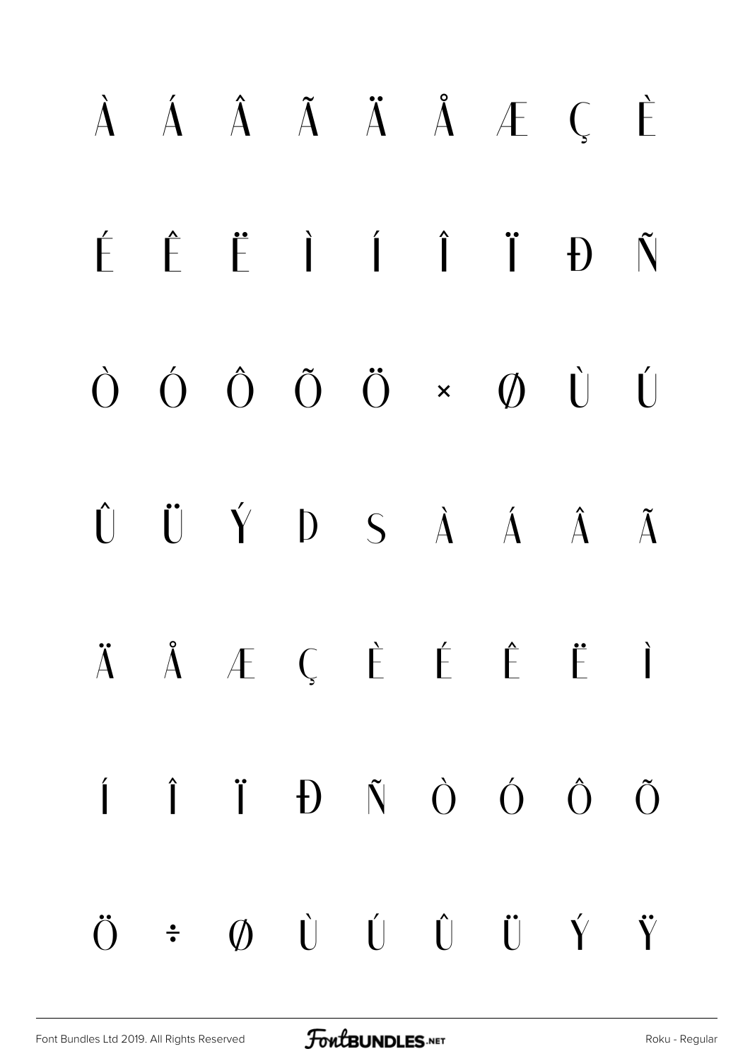À Á Â Ã Ä Å Æ Ç È

É Ê Ë Ì Í Î Ï Ð Ñ

Ò Ó Ô Õ Ö × Ø Ù Ú

Û Ü Ý Þ ß à á â ã

ä å æ ç è é ê ë ì

í î ï ð ñ ò ó ô õ

ö ÷ ø ù ú û ü ý ÿ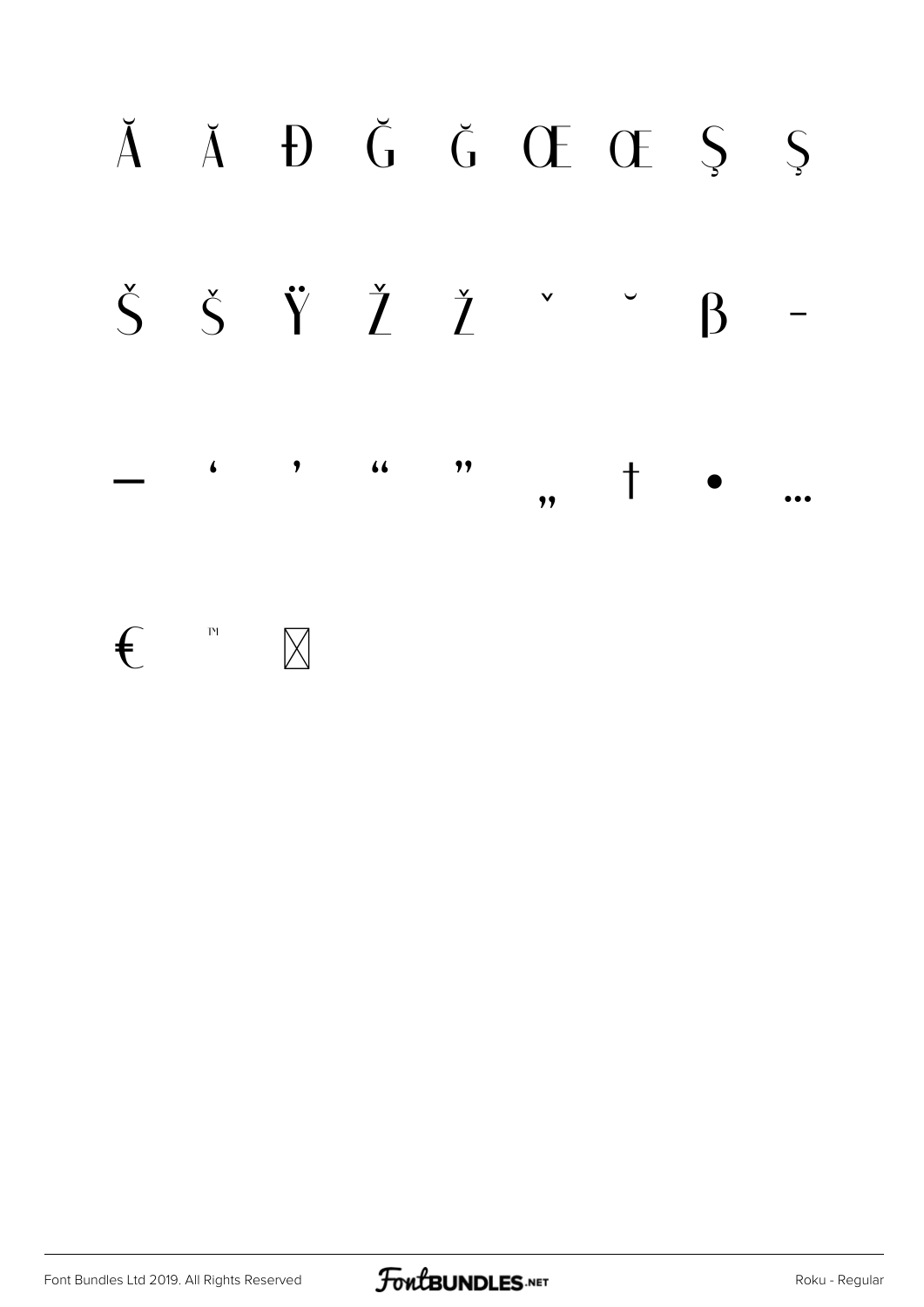Ă ă Đ Ğ ğ Œ œ Ş ş

Š š Ÿ Ž ž ˇ ˘ β –

— ‘ ’ “ ” „ † • …

€ ™ ⊠